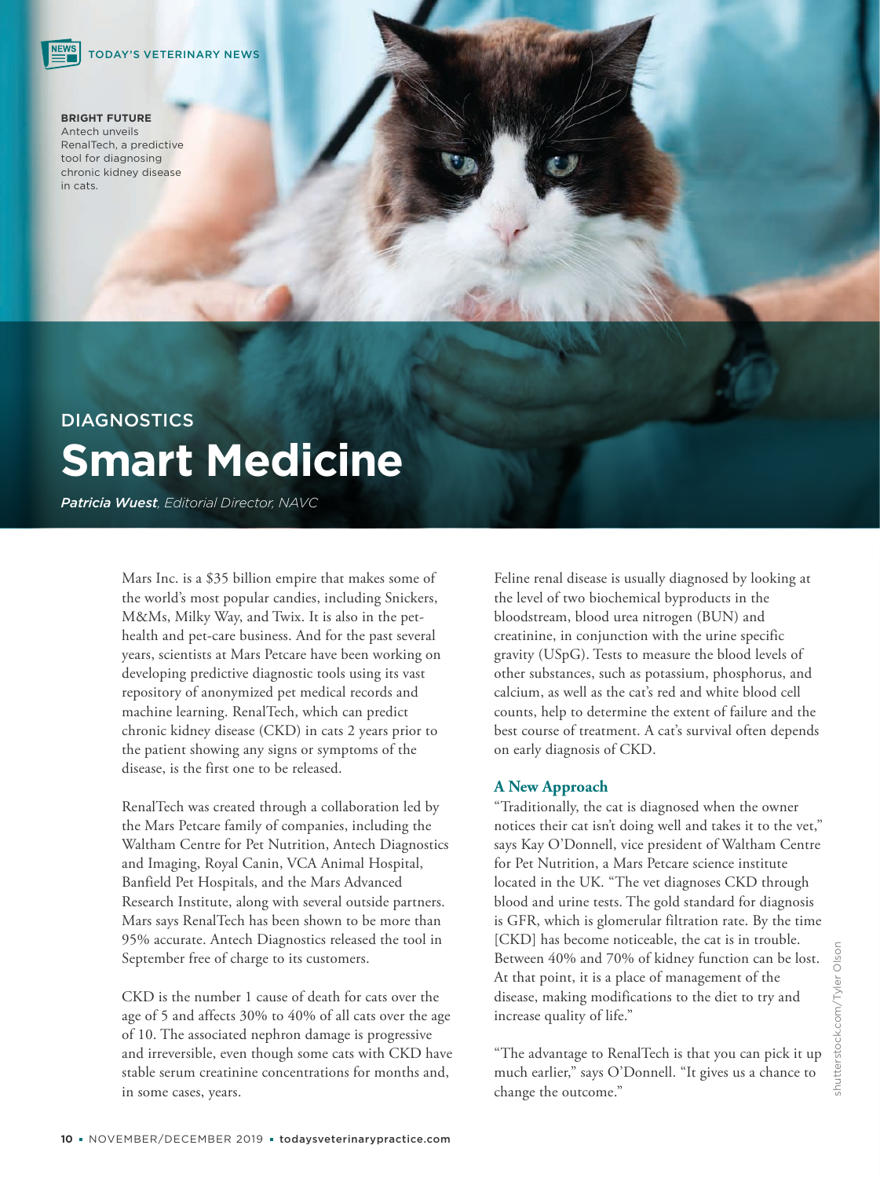TODAY'S VETERINARY NEWS

**BRIGHT FUTURE**
Antech unveils RenalTech, a predictive tool for diagnosing chronic kidney disease in cats.

DIAGNOSTICS

# Smart Medicine

***Patricia Wuest**, Editorial Director, NAVC*

Mars Inc. is a $35 billion empire that makes some of the world's most popular candies, including Snickers, M&Ms, Milky Way, and Twix. It is also in the pet-health and pet-care business. And for the past several years, scientists at Mars Petcare have been working on developing predictive diagnostic tools using its vast repository of anonymized pet medical records and machine learning. RenalTech, which can predict chronic kidney disease (CKD) in cats 2 years prior to the patient showing any signs or symptoms of the disease, is the first one to be released.

RenalTech was created through a collaboration led by the Mars Petcare family of companies, including the Waltham Centre for Pet Nutrition, Antech Diagnostics and Imaging, Royal Canin, VCA Animal Hospital, Banfield Pet Hospitals, and the Mars Advanced Research Institute, along with several outside partners. Mars says RenalTech has been shown to be more than 95% accurate. Antech Diagnostics released the tool in September free of charge to its customers.

CKD is the number 1 cause of death for cats over the age of 5 and affects 30% to 40% of all cats over the age of 10. The associated nephron damage is progressive and irreversible, even though some cats with CKD have stable serum creatinine concentrations for months and, in some cases, years.

Feline renal disease is usually diagnosed by looking at the level of two biochemical byproducts in the bloodstream, blood urea nitrogen (BUN) and creatinine, in conjunction with the urine specific gravity (USpG). Tests to measure the blood levels of other substances, such as potassium, phosphorus, and calcium, as well as the cat's red and white blood cell counts, help to determine the extent of failure and the best course of treatment. A cat's survival often depends on early diagnosis of CKD.

## A New Approach

"Traditionally, the cat is diagnosed when the owner notices their cat isn't doing well and takes it to the vet," says Kay O'Donnell, vice president of Waltham Centre for Pet Nutrition, a Mars Petcare science institute located in the UK. "The vet diagnoses CKD through blood and urine tests. The gold standard for diagnosis is GFR, which is glomerular filtration rate. By the time [CKD] has become noticeable, the cat is in trouble. Between 40% and 70% of kidney function can be lost. At that point, it is a place of management of the disease, making modifications to the diet to try and increase quality of life."

"The advantage to RenalTech is that you can pick it up much earlier," says O'Donnell. "It gives us a chance to change the outcome."

shutterstock.com/Tyler Olson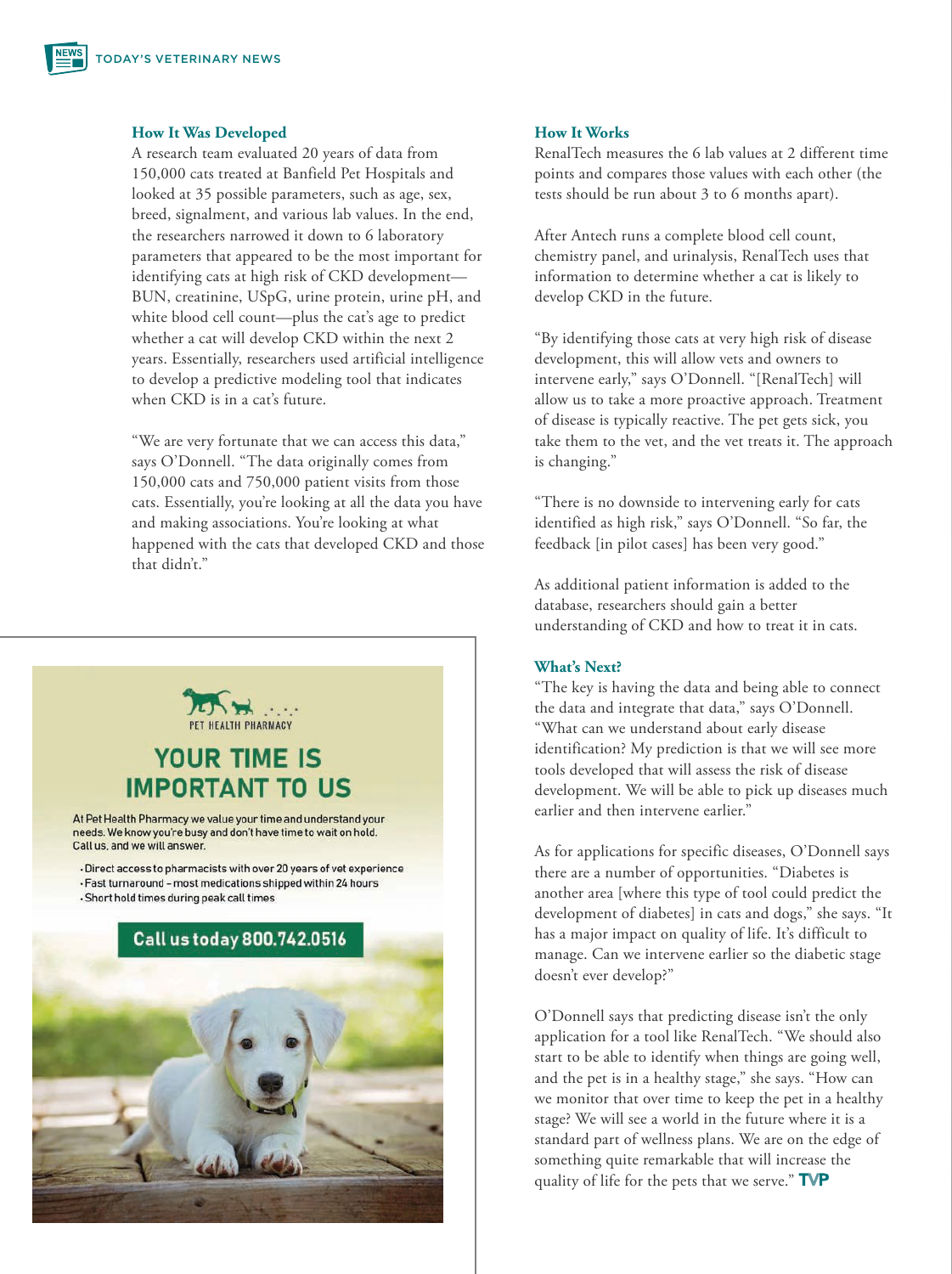### How It Was Developed

A research team evaluated 20 years of data from 150,000 cats treated at Banfield Pet Hospitals and looked at 35 possible parameters, such as age, sex, breed, signalment, and various lab values. In the end, the researchers narrowed it down to 6 laboratory parameters that appeared to be the most important for identifying cats at high risk of CKD development—BUN, creatinine, USpG, urine protein, urine pH, and white blood cell count—plus the cat's age to predict whether a cat will develop CKD within the next 2 years. Essentially, researchers used artificial intelligence to develop a predictive modeling tool that indicates when CKD is in a cat's future.

"We are very fortunate that we can access this data," says O'Donnell. "The data originally comes from 150,000 cats and 750,000 patient visits from those cats. Essentially, you're looking at all the data you have and making associations. You're looking at what happened with the cats that developed CKD and those that didn't."

PET HEALTH PHARMACY

YOUR TIME IS IMPORTANT TO US

At Pet Health Pharmacy we value your time and understand your needs. We know you're busy and don't have time to wait on hold. Call us, and we will answer.

- Direct access to pharmacists with over 20 years of vet experience
- Fast turnaround – most medications shipped within 24 hours
- Short hold times during peak call times

Call us today 800.742.0516

### How It Works

RenalTech measures the 6 lab values at 2 different time points and compares those values with each other (the tests should be run about 3 to 6 months apart).

After Antech runs a complete blood cell count, chemistry panel, and urinalysis, RenalTech uses that information to determine whether a cat is likely to develop CKD in the future.

"By identifying those cats at very high risk of disease development, this will allow vets and owners to intervene early," says O'Donnell. "[RenalTech] will allow us to take a more proactive approach. Treatment of disease is typically reactive. The pet gets sick, you take them to the vet, and the vet treats it. The approach is changing."

"There is no downside to intervening early for cats identified as high risk," says O'Donnell. "So far, the feedback [in pilot cases] has been very good."

As additional patient information is added to the database, researchers should gain a better understanding of CKD and how to treat it in cats.

### What's Next?

"The key is having the data and being able to connect the data and integrate that data," says O'Donnell. "What can we understand about early disease identification? My prediction is that we will see more tools developed that will assess the risk of disease development. We will be able to pick up diseases much earlier and then intervene earlier."

As for applications for specific diseases, O'Donnell says there are a number of opportunities. "Diabetes is another area [where this type of tool could predict the development of diabetes] in cats and dogs," she says. "It has a major impact on quality of life. It's difficult to manage. Can we intervene earlier so the diabetic stage doesn't ever develop?"

O'Donnell says that predicting disease isn't the only application for a tool like RenalTech. "We should also start to be able to identify when things are going well, and the pet is in a healthy stage," she says. "How can we monitor that over time to keep the pet in a healthy stage? We will see a world in the future where it is a standard part of wellness plans. We are on the edge of something quite remarkable that will increase the quality of life for the pets that we serve." TVP